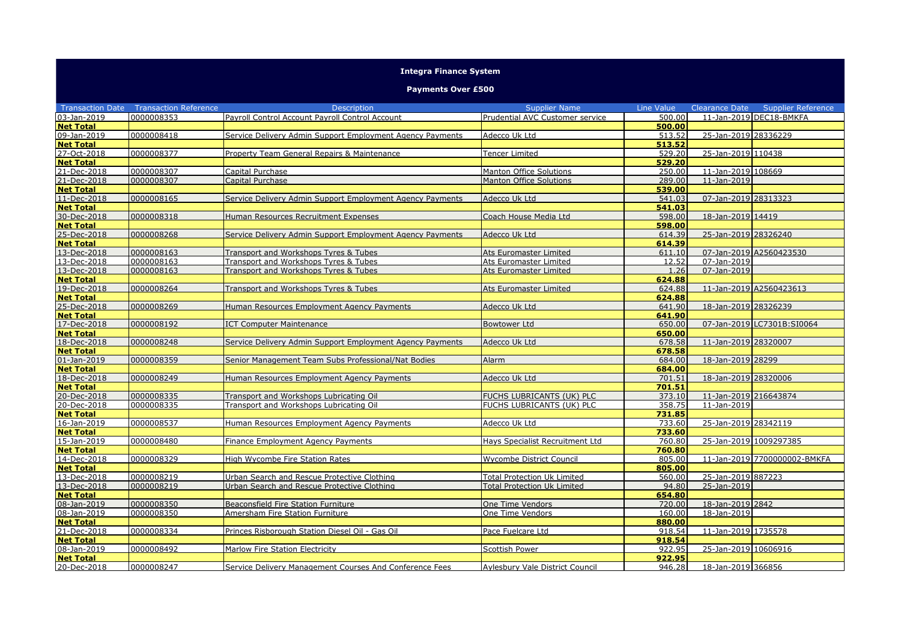# Integra Finance System

## Payments Over £500

| Transaction Date | Transaction Reference | Description | Supplier Name | Line Value | Clearance Date | Supplier Reference |
|---|---|---|---|---|---|---|
| 03-Jan-2019 | 0000008353 | Payroll Control Account Payroll Control Account | Prudential AVC Customer service | 500.00 | 11-Jan-2019 | DEC18-BMKFA |
| **Net Total** | | | | **500.00** | | |
| 09-Jan-2019 | 0000008418 | Service Delivery Admin Support Employment Agency Payments | Adecco Uk Ltd | 513.52 | 25-Jan-2019 | 28336229 |
| **Net Total** | | | | **513.52** | | |
| 27-Oct-2018 | 0000008377 | Property Team General Repairs & Maintenance | Tencer Limited | 529.20 | 25-Jan-2019 | 110438 |
| **Net Total** | | | | **529.20** | | |
| 21-Dec-2018 | 0000008307 | Capital Purchase | Manton Office Solutions | 250.00 | 11-Jan-2019 | 108669 |
| 21-Dec-2018 | 0000008307 | Capital Purchase | Manton Office Solutions | 289.00 | 11-Jan-2019 | |
| **Net Total** | | | | **539.00** | | |
| 11-Dec-2018 | 0000008165 | Service Delivery Admin Support Employment Agency Payments | Adecco Uk Ltd | 541.03 | 07-Jan-2019 | 28313323 |
| **Net Total** | | | | **541.03** | | |
| 30-Dec-2018 | 0000008318 | Human Resources Recruitment Expenses | Coach House Media Ltd | 598.00 | 18-Jan-2019 | 14419 |
| **Net Total** | | | | **598.00** | | |
| 25-Dec-2018 | 0000008268 | Service Delivery Admin Support Employment Agency Payments | Adecco Uk Ltd | 614.39 | 25-Jan-2019 | 28326240 |
| **Net Total** | | | | **614.39** | | |
| 13-Dec-2018 | 0000008163 | Transport and Workshops Tyres & Tubes | Ats Euromaster Limited | 611.10 | 07-Jan-2019 | A2560423530 |
| 13-Dec-2018 | 0000008163 | Transport and Workshops Tyres & Tubes | Ats Euromaster Limited | 12.52 | 07-Jan-2019 | |
| 13-Dec-2018 | 0000008163 | Transport and Workshops Tyres & Tubes | Ats Euromaster Limited | 1.26 | 07-Jan-2019 | |
| **Net Total** | | | | **624.88** | | |
| 19-Dec-2018 | 0000008264 | Transport and Workshops Tyres & Tubes | Ats Euromaster Limited | 624.88 | 11-Jan-2019 | A2560423613 |
| **Net Total** | | | | **624.88** | | |
| 25-Dec-2018 | 0000008269 | Human Resources Employment Agency Payments | Adecco Uk Ltd | 641.90 | 18-Jan-2019 | 28326239 |
| **Net Total** | | | | **641.90** | | |
| 17-Dec-2018 | 0000008192 | ICT Computer Maintenance | Bowtower Ltd | 650.00 | 07-Jan-2019 | LC7301B:SI0064 |
| **Net Total** | | | | **650.00** | | |
| 18-Dec-2018 | 0000008248 | Service Delivery Admin Support Employment Agency Payments | Adecco Uk Ltd | 678.58 | 11-Jan-2019 | 28320007 |
| **Net Total** | | | | **678.58** | | |
| 01-Jan-2019 | 0000008359 | Senior Management Team Subs Professional/Nat Bodies | Alarm | 684.00 | 18-Jan-2019 | 28299 |
| **Net Total** | | | | **684.00** | | |
| 18-Dec-2018 | 0000008249 | Human Resources Employment Agency Payments | Adecco Uk Ltd | 701.51 | 18-Jan-2019 | 28320006 |
| **Net Total** | | | | **701.51** | | |
| 20-Dec-2018 | 0000008335 | Transport and Workshops Lubricating Oil | FUCHS LUBRICANTS (UK) PLC | 373.10 | 11-Jan-2019 | 216643874 |
| 20-Dec-2018 | 0000008335 | Transport and Workshops Lubricating Oil | FUCHS LUBRICANTS (UK) PLC | 358.75 | 11-Jan-2019 | |
| **Net Total** | | | | **731.85** | | |
| 16-Jan-2019 | 0000008537 | Human Resources Employment Agency Payments | Adecco Uk Ltd | 733.60 | 25-Jan-2019 | 28342119 |
| **Net Total** | | | | **733.60** | | |
| 15-Jan-2019 | 0000008480 | Finance Employment Agency Payments | Hays Specialist Recruitment Ltd | 760.80 | 25-Jan-2019 | 1009297385 |
| **Net Total** | | | | **760.80** | | |
| 14-Dec-2018 | 0000008329 | High Wycombe Fire Station Rates | Wycombe District Council | 805.00 | 11-Jan-2019 | 7700000002-BMKFA |
| **Net Total** | | | | **805.00** | | |
| 13-Dec-2018 | 0000008219 | Urban Search and Rescue Protective Clothing | Total Protection Uk Limited | 560.00 | 25-Jan-2019 | 887223 |
| 13-Dec-2018 | 0000008219 | Urban Search and Rescue Protective Clothing | Total Protection Uk Limited | 94.80 | 25-Jan-2019 | |
| **Net Total** | | | | **654.80** | | |
| 08-Jan-2019 | 0000008350 | Beaconsfield Fire Station Furniture | One Time Vendors | 720.00 | 18-Jan-2019 | 2842 |
| 08-Jan-2019 | 0000008350 | Amersham Fire Station Furniture | One Time Vendors | 160.00 | 18-Jan-2019 | |
| **Net Total** | | | | **880.00** | | |
| 21-Dec-2018 | 0000008334 | Princes Risborough Station Diesel Oil - Gas Oil | Pace Fuelcare Ltd | 918.54 | 11-Jan-2019 | 1735578 |
| **Net Total** | | | | **918.54** | | |
| 08-Jan-2019 | 0000008492 | Marlow Fire Station Electricity | Scottish Power | 922.95 | 25-Jan-2019 | 10606916 |
| **Net Total** | | | | **922.95** | | |
| 20-Dec-2018 | 0000008247 | Service Delivery Management Courses And Conference Fees | Aylesbury Vale District Council | 946.28 | 18-Jan-2019 | 366856 |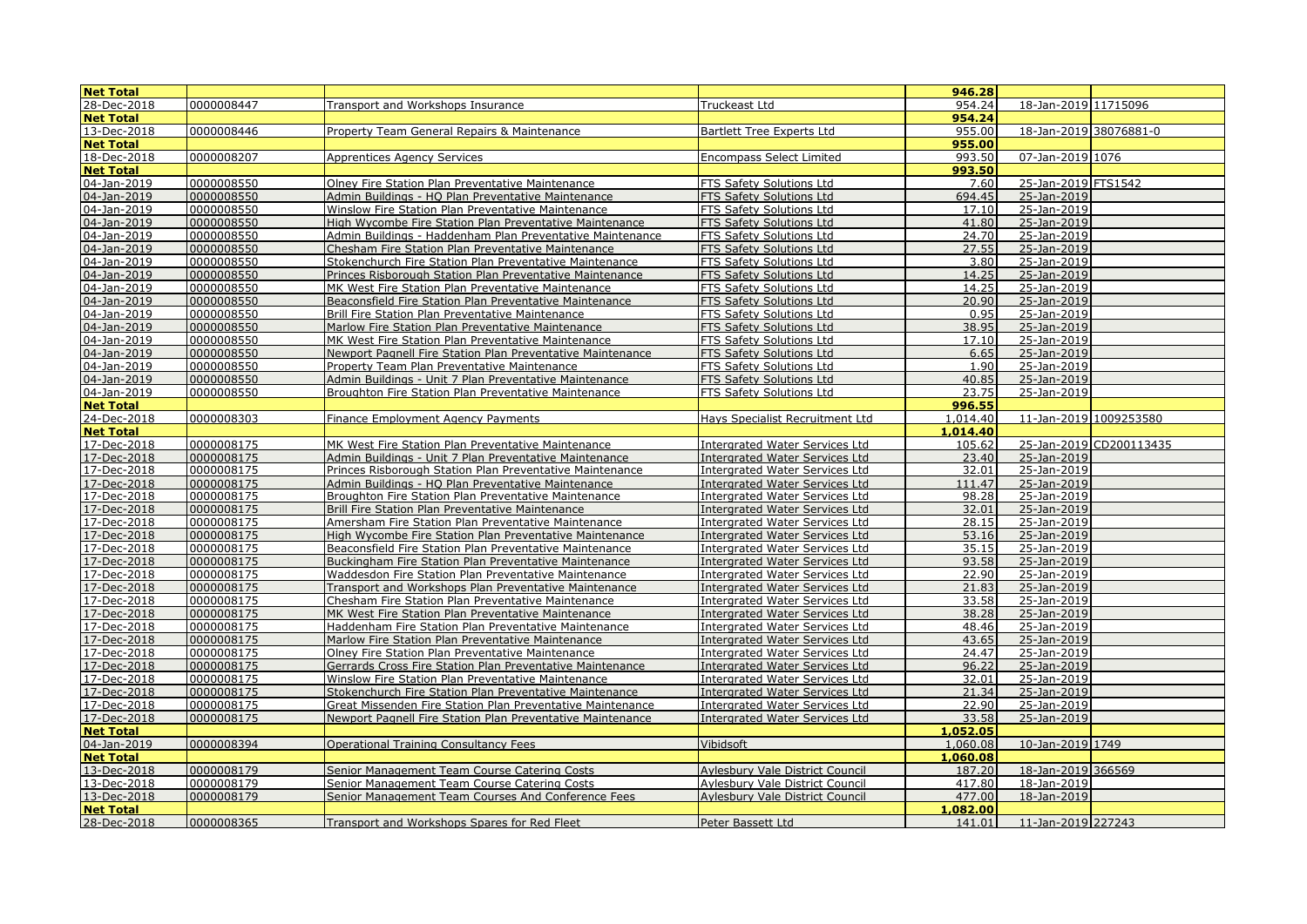| Net Total | | | | 946.28 | | |
|---|---|---|---|---|---|---|
| 28-Dec-2018 | 0000008447 | Transport and Workshops Insurance | Truckeast Ltd | 954.24 | 18-Jan-2019 | 11715096 |
| Net Total | | | | 954.24 | | |
| 13-Dec-2018 | 0000008446 | Property Team General Repairs & Maintenance | Bartlett Tree Experts Ltd | 955.00 | 18-Jan-2019 | 38076881-0 |
| Net Total | | | | 955.00 | | |
| 18-Dec-2018 | 0000008207 | Apprentices Agency Services | Encompass Select Limited | 993.50 | 07-Jan-2019 | 1076 |
| Net Total | | | | 993.50 | | |
| 04-Jan-2019 | 0000008550 | Olney Fire Station Plan Preventative Maintenance | FTS Safety Solutions Ltd | 7.60 | 25-Jan-2019 | FTS1542 |
| 04-Jan-2019 | 0000008550 | Admin Buildings - HQ Plan Preventative Maintenance | FTS Safety Solutions Ltd | 694.45 | 25-Jan-2019 | |
| 04-Jan-2019 | 0000008550 | Winslow Fire Station Plan Preventative Maintenance | FTS Safety Solutions Ltd | 17.10 | 25-Jan-2019 | |
| 04-Jan-2019 | 0000008550 | High Wycombe Fire Station Plan Preventative Maintenance | FTS Safety Solutions Ltd | 41.80 | 25-Jan-2019 | |
| 04-Jan-2019 | 0000008550 | Admin Buildings - Haddenham Plan Preventative Maintenance | FTS Safety Solutions Ltd | 24.70 | 25-Jan-2019 | |
| 04-Jan-2019 | 0000008550 | Chesham Fire Station Plan Preventative Maintenance | FTS Safety Solutions Ltd | 27.55 | 25-Jan-2019 | |
| 04-Jan-2019 | 0000008550 | Stokenchurch Fire Station Plan Preventative Maintenance | FTS Safety Solutions Ltd | 3.80 | 25-Jan-2019 | |
| 04-Jan-2019 | 0000008550 | Princes Risborough Station Plan Preventative Maintenance | FTS Safety Solutions Ltd | 14.25 | 25-Jan-2019 | |
| 04-Jan-2019 | 0000008550 | MK West Fire Station Plan Preventative Maintenance | FTS Safety Solutions Ltd | 14.25 | 25-Jan-2019 | |
| 04-Jan-2019 | 0000008550 | Beaconsfield Fire Station Plan Preventative Maintenance | FTS Safety Solutions Ltd | 20.90 | 25-Jan-2019 | |
| 04-Jan-2019 | 0000008550 | Brill Fire Station Plan Preventative Maintenance | FTS Safety Solutions Ltd | 0.95 | 25-Jan-2019 | |
| 04-Jan-2019 | 0000008550 | Marlow Fire Station Plan Preventative Maintenance | FTS Safety Solutions Ltd | 38.95 | 25-Jan-2019 | |
| 04-Jan-2019 | 0000008550 | MK West Fire Station Plan Preventative Maintenance | FTS Safety Solutions Ltd | 17.10 | 25-Jan-2019 | |
| 04-Jan-2019 | 0000008550 | Newport Pagnell Fire Station Plan Preventative Maintenance | FTS Safety Solutions Ltd | 6.65 | 25-Jan-2019 | |
| 04-Jan-2019 | 0000008550 | Property Team Plan Preventative Maintenance | FTS Safety Solutions Ltd | 1.90 | 25-Jan-2019 | |
| 04-Jan-2019 | 0000008550 | Admin Buildings - Unit 7 Plan Preventative Maintenance | FTS Safety Solutions Ltd | 40.85 | 25-Jan-2019 | |
| 04-Jan-2019 | 0000008550 | Broughton Fire Station Plan Preventative Maintenance | FTS Safety Solutions Ltd | 23.75 | 25-Jan-2019 | |
| Net Total | | | | 996.55 | | |
| 24-Dec-2018 | 0000008303 | Finance Employment Agency Payments | Hays Specialist Recruitment Ltd | 1,014.40 | 11-Jan-2019 | 1009253580 |
| Net Total | | | | 1,014.40 | | |
| 17-Dec-2018 | 0000008175 | MK West Fire Station Plan Preventative Maintenance | Intergrated Water Services Ltd | 105.62 | 25-Jan-2019 | CD200113435 |
| 17-Dec-2018 | 0000008175 | Admin Buildings - Unit 7 Plan Preventative Maintenance | Intergrated Water Services Ltd | 23.40 | 25-Jan-2019 | |
| 17-Dec-2018 | 0000008175 | Princes Risborough Station Plan Preventative Maintenance | Intergrated Water Services Ltd | 32.01 | 25-Jan-2019 | |
| 17-Dec-2018 | 0000008175 | Admin Buildings - HQ Plan Preventative Maintenance | Intergrated Water Services Ltd | 111.47 | 25-Jan-2019 | |
| 17-Dec-2018 | 0000008175 | Broughton Fire Station Plan Preventative Maintenance | Intergrated Water Services Ltd | 98.28 | 25-Jan-2019 | |
| 17-Dec-2018 | 0000008175 | Brill Fire Station Plan Preventative Maintenance | Intergrated Water Services Ltd | 32.01 | 25-Jan-2019 | |
| 17-Dec-2018 | 0000008175 | Amersham Fire Station Plan Preventative Maintenance | Intergrated Water Services Ltd | 28.15 | 25-Jan-2019 | |
| 17-Dec-2018 | 0000008175 | High Wycombe Fire Station Plan Preventative Maintenance | Intergrated Water Services Ltd | 53.16 | 25-Jan-2019 | |
| 17-Dec-2018 | 0000008175 | Beaconsfield Fire Station Plan Preventative Maintenance | Intergrated Water Services Ltd | 35.15 | 25-Jan-2019 | |
| 17-Dec-2018 | 0000008175 | Buckingham Fire Station Plan Preventative Maintenance | Intergrated Water Services Ltd | 93.58 | 25-Jan-2019 | |
| 17-Dec-2018 | 0000008175 | Waddesdon Fire Station Plan Preventative Maintenance | Intergrated Water Services Ltd | 22.90 | 25-Jan-2019 | |
| 17-Dec-2018 | 0000008175 | Transport and Workshops Plan Preventative Maintenance | Intergrated Water Services Ltd | 21.83 | 25-Jan-2019 | |
| 17-Dec-2018 | 0000008175 | Chesham Fire Station Plan Preventative Maintenance | Intergrated Water Services Ltd | 33.58 | 25-Jan-2019 | |
| 17-Dec-2018 | 0000008175 | MK West Fire Station Plan Preventative Maintenance | Intergrated Water Services Ltd | 38.28 | 25-Jan-2019 | |
| 17-Dec-2018 | 0000008175 | Haddenham Fire Station Plan Preventative Maintenance | Intergrated Water Services Ltd | 48.46 | 25-Jan-2019 | |
| 17-Dec-2018 | 0000008175 | Marlow Fire Station Plan Preventative Maintenance | Intergrated Water Services Ltd | 43.65 | 25-Jan-2019 | |
| 17-Dec-2018 | 0000008175 | Olney Fire Station Plan Preventative Maintenance | Intergrated Water Services Ltd | 24.47 | 25-Jan-2019 | |
| 17-Dec-2018 | 0000008175 | Gerrards Cross Fire Station Plan Preventative Maintenance | Intergrated Water Services Ltd | 96.22 | 25-Jan-2019 | |
| 17-Dec-2018 | 0000008175 | Winslow Fire Station Plan Preventative Maintenance | Intergrated Water Services Ltd | 32.01 | 25-Jan-2019 | |
| 17-Dec-2018 | 0000008175 | Stokenchurch Fire Station Plan Preventative Maintenance | Intergrated Water Services Ltd | 21.34 | 25-Jan-2019 | |
| 17-Dec-2018 | 0000008175 | Great Missenden Fire Station Plan Preventative Maintenance | Intergrated Water Services Ltd | 22.90 | 25-Jan-2019 | |
| 17-Dec-2018 | 0000008175 | Newport Pagnell Fire Station Plan Preventative Maintenance | Intergrated Water Services Ltd | 33.58 | 25-Jan-2019 | |
| Net Total | | | | 1,052.05 | | |
| 04-Jan-2019 | 0000008394 | Operational Training Consultancy Fees | Vibidsoft | 1,060.08 | 10-Jan-2019 | 1749 |
| Net Total | | | | 1,060.08 | | |
| 13-Dec-2018 | 0000008179 | Senior Management Team Course Catering Costs | Aylesbury Vale District Council | 187.20 | 18-Jan-2019 | 366569 |
| 13-Dec-2018 | 0000008179 | Senior Management Team Course Catering Costs | Aylesbury Vale District Council | 417.80 | 18-Jan-2019 | |
| 13-Dec-2018 | 0000008179 | Senior Management Team Courses And Conference Fees | Aylesbury Vale District Council | 477.00 | 18-Jan-2019 | |
| Net Total | | | | 1,082.00 | | |
| 28-Dec-2018 | 0000008365 | Transport and Workshops Spares for Red Fleet | Peter Bassett Ltd | 141.01 | 11-Jan-2019 | 227243 |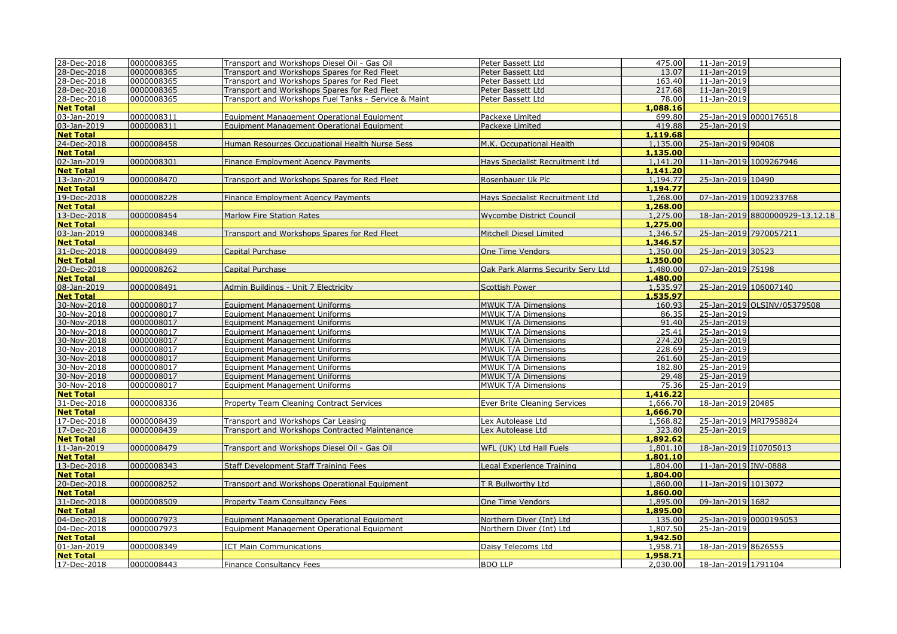| | | | | | | |
|---|---|---|---|---|---|---|
| 28-Dec-2018 | 0000008365 | Transport and Workshops Diesel Oil - Gas Oil | Peter Bassett Ltd | 475.00 | 11-Jan-2019 | |
| 28-Dec-2018 | 0000008365 | Transport and Workshops Spares for Red Fleet | Peter Bassett Ltd | 13.07 | 11-Jan-2019 | |
| 28-Dec-2018 | 0000008365 | Transport and Workshops Spares for Red Fleet | Peter Bassett Ltd | 163.40 | 11-Jan-2019 | |
| 28-Dec-2018 | 0000008365 | Transport and Workshops Spares for Red Fleet | Peter Bassett Ltd | 217.68 | 11-Jan-2019 | |
| 28-Dec-2018 | 0000008365 | Transport and Workshops Fuel Tanks - Service & Maint | Peter Bassett Ltd | 78.00 | 11-Jan-2019 | |
| **Net Total** | | | | **1,088.16** | | |
| 03-Jan-2019 | 0000008311 | Equipment Management Operational Equipment | Packexe Limited | 699.80 | 25-Jan-2019 | 0000176518 |
| 03-Jan-2019 | 0000008311 | Equipment Management Operational Equipment | Packexe Limited | 419.88 | 25-Jan-2019 | |
| **Net Total** | | | | **1,119.68** | | |
| 24-Dec-2018 | 0000008458 | Human Resources Occupational Health Nurse Sess | M.K. Occupational Health | 1,135.00 | 25-Jan-2019 | 90408 |
| **Net Total** | | | | **1,135.00** | | |
| 02-Jan-2019 | 0000008301 | Finance Employment Agency Payments | Hays Specialist Recruitment Ltd | 1,141.20 | 11-Jan-2019 | 1009267946 |
| **Net Total** | | | | **1,141.20** | | |
| 13-Jan-2019 | 0000008470 | Transport and Workshops Spares for Red Fleet | Rosenbauer Uk Plc | 1,194.77 | 25-Jan-2019 | 10490 |
| **Net Total** | | | | **1,194.77** | | |
| 19-Dec-2018 | 0000008228 | Finance Employment Agency Payments | Hays Specialist Recruitment Ltd | 1,268.00 | 07-Jan-2019 | 1009233768 |
| **Net Total** | | | | **1,268.00** | | |
| 13-Dec-2018 | 0000008454 | Marlow Fire Station Rates | Wycombe District Council | 1,275.00 | 18-Jan-2019 | 8800000929-13.12.18 |
| **Net Total** | | | | **1,275.00** | | |
| 03-Jan-2019 | 0000008348 | Transport and Workshops Spares for Red Fleet | Mitchell Diesel Limited | 1,346.57 | 25-Jan-2019 | 7970057211 |
| **Net Total** | | | | **1,346.57** | | |
| 31-Dec-2018 | 0000008499 | Capital Purchase | One Time Vendors | 1,350.00 | 25-Jan-2019 | 30523 |
| **Net Total** | | | | **1,350.00** | | |
| 20-Dec-2018 | 0000008262 | Capital Purchase | Oak Park Alarms Security Serv Ltd | 1,480.00 | 07-Jan-2019 | 75198 |
| **Net Total** | | | | **1,480.00** | | |
| 08-Jan-2019 | 0000008491 | Admin Buildings - Unit 7 Electricity | Scottish Power | 1,535.97 | 25-Jan-2019 | 106007140 |
| **Net Total** | | | | **1,535.97** | | |
| 30-Nov-2018 | 0000008017 | Equipment Management Uniforms | MWUK T/A Dimensions | 160.93 | 25-Jan-2019 | OLSINV/05379508 |
| 30-Nov-2018 | 0000008017 | Equipment Management Uniforms | MWUK T/A Dimensions | 86.35 | 25-Jan-2019 | |
| 30-Nov-2018 | 0000008017 | Equipment Management Uniforms | MWUK T/A Dimensions | 91.40 | 25-Jan-2019 | |
| 30-Nov-2018 | 0000008017 | Equipment Management Uniforms | MWUK T/A Dimensions | 25.41 | 25-Jan-2019 | |
| 30-Nov-2018 | 0000008017 | Equipment Management Uniforms | MWUK T/A Dimensions | 274.20 | 25-Jan-2019 | |
| 30-Nov-2018 | 0000008017 | Equipment Management Uniforms | MWUK T/A Dimensions | 228.69 | 25-Jan-2019 | |
| 30-Nov-2018 | 0000008017 | Equipment Management Uniforms | MWUK T/A Dimensions | 261.60 | 25-Jan-2019 | |
| 30-Nov-2018 | 0000008017 | Equipment Management Uniforms | MWUK T/A Dimensions | 182.80 | 25-Jan-2019 | |
| 30-Nov-2018 | 0000008017 | Equipment Management Uniforms | MWUK T/A Dimensions | 29.48 | 25-Jan-2019 | |
| 30-Nov-2018 | 0000008017 | Equipment Management Uniforms | MWUK T/A Dimensions | 75.36 | 25-Jan-2019 | |
| **Net Total** | | | | **1,416.22** | | |
| 31-Dec-2018 | 0000008336 | Property Team Cleaning Contract Services | Ever Brite Cleaning Services | 1,666.70 | 18-Jan-2019 | 20485 |
| **Net Total** | | | | **1,666.70** | | |
| 17-Dec-2018 | 0000008439 | Transport and Workshops Car Leasing | Lex Autolease Ltd | 1,568.82 | 25-Jan-2019 | MRI7958824 |
| 17-Dec-2018 | 0000008439 | Transport and Workshops Contracted Maintenance | Lex Autolease Ltd | 323.80 | 25-Jan-2019 | |
| **Net Total** | | | | **1,892.62** | | |
| 11-Jan-2019 | 0000008479 | Transport and Workshops Diesel Oil - Gas Oil | WFL (UK) Ltd Hall Fuels | 1,801.10 | 18-Jan-2019 | I10705013 |
| **Net Total** | | | | **1,801.10** | | |
| 13-Dec-2018 | 0000008343 | Staff Development Staff Training Fees | Legal Experience Training | 1,804.00 | 11-Jan-2019 | INV-0888 |
| **Net Total** | | | | **1,804.00** | | |
| 20-Dec-2018 | 0000008252 | Transport and Workshops Operational Equipment | T R Bullworthy Ltd | 1,860.00 | 11-Jan-2019 | 1013072 |
| **Net Total** | | | | **1,860.00** | | |
| 31-Dec-2018 | 0000008509 | Property Team Consultancy Fees | One Time Vendors | 1,895.00 | 09-Jan-2019 | 1682 |
| **Net Total** | | | | **1,895.00** | | |
| 04-Dec-2018 | 0000007973 | Equipment Management Operational Equipment | Northern Diver (Int) Ltd | 135.00 | 25-Jan-2019 | 0000195053 |
| 04-Dec-2018 | 0000007973 | Equipment Management Operational Equipment | Northern Diver (Int) Ltd | 1,807.50 | 25-Jan-2019 | |
| **Net Total** | | | | **1,942.50** | | |
| 01-Jan-2019 | 0000008349 | ICT Main Communications | Daisy Telecoms Ltd | 1,958.71 | 18-Jan-2019 | 8626555 |
| **Net Total** | | | | **1,958.71** | | |
| 17-Dec-2018 | 0000008443 | Finance Consultancy Fees | BDO LLP | 2,030.00 | 18-Jan-2019 | 1791104 |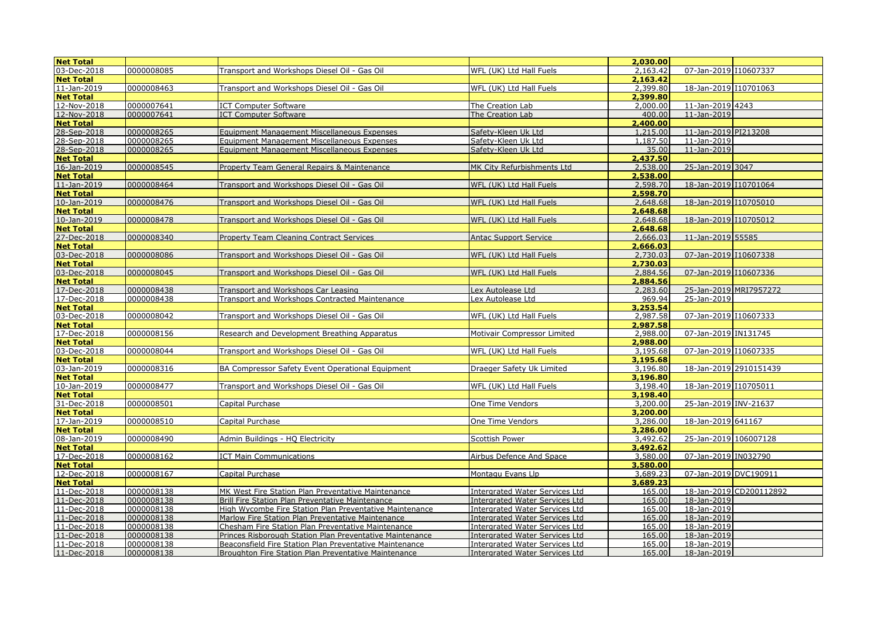| Net Total | | | | 2,030.00 | | |
|---|---|---|---|---|---|---|
| 03-Dec-2018 | 0000008085 | Transport and Workshops Diesel Oil - Gas Oil | WFL (UK) Ltd Hall Fuels | 2,163.42 | 07-Jan-2019 | I10607337 |
| **Net Total** | | | | **2,163.42** | | |
| 11-Jan-2019 | 0000008463 | Transport and Workshops Diesel Oil - Gas Oil | WFL (UK) Ltd Hall Fuels | 2,399.80 | 18-Jan-2019 | I10701063 |
| **Net Total** | | | | **2,399.80** | | |
| 12-Nov-2018 | 0000007641 | ICT Computer Software | The Creation Lab | 2,000.00 | 11-Jan-2019 | 4243 |
| 12-Nov-2018 | 0000007641 | ICT Computer Software | The Creation Lab | 400.00 | 11-Jan-2019 | |
| **Net Total** | | | | **2,400.00** | | |
| 28-Sep-2018 | 0000008265 | Equipment Management Miscellaneous Expenses | Safety-Kleen Uk Ltd | 1,215.00 | 11-Jan-2019 | PI213208 |
| 28-Sep-2018 | 0000008265 | Equipment Management Miscellaneous Expenses | Safety-Kleen Uk Ltd | 1,187.50 | 11-Jan-2019 | |
| 28-Sep-2018 | 0000008265 | Equipment Management Miscellaneous Expenses | Safety-Kleen Uk Ltd | 35.00 | 11-Jan-2019 | |
| **Net Total** | | | | **2,437.50** | | |
| 16-Jan-2019 | 0000008545 | Property Team General Repairs & Maintenance | MK City Refurbishments Ltd | 2,538.00 | 25-Jan-2019 | 3047 |
| **Net Total** | | | | **2,538.00** | | |
| 11-Jan-2019 | 0000008464 | Transport and Workshops Diesel Oil - Gas Oil | WFL (UK) Ltd Hall Fuels | 2,598.70 | 18-Jan-2019 | I10701064 |
| **Net Total** | | | | **2,598.70** | | |
| 10-Jan-2019 | 0000008476 | Transport and Workshops Diesel Oil - Gas Oil | WFL (UK) Ltd Hall Fuels | 2,648.68 | 18-Jan-2019 | I10705010 |
| **Net Total** | | | | **2,648.68** | | |
| 10-Jan-2019 | 0000008478 | Transport and Workshops Diesel Oil - Gas Oil | WFL (UK) Ltd Hall Fuels | 2,648.68 | 18-Jan-2019 | I10705012 |
| **Net Total** | | | | **2,648.68** | | |
| 27-Dec-2018 | 0000008340 | Property Team Cleaning Contract Services | Antac Support Service | 2,666.03 | 11-Jan-2019 | 55585 |
| **Net Total** | | | | **2,666.03** | | |
| 03-Dec-2018 | 0000008086 | Transport and Workshops Diesel Oil - Gas Oil | WFL (UK) Ltd Hall Fuels | 2,730.03 | 07-Jan-2019 | I10607338 |
| **Net Total** | | | | **2,730.03** | | |
| 03-Dec-2018 | 0000008045 | Transport and Workshops Diesel Oil - Gas Oil | WFL (UK) Ltd Hall Fuels | 2,884.56 | 07-Jan-2019 | I10607336 |
| **Net Total** | | | | **2,884.56** | | |
| 17-Dec-2018 | 0000008438 | Transport and Workshops Car Leasing | Lex Autolease Ltd | 2,283.60 | 25-Jan-2019 | MRI7957272 |
| 17-Dec-2018 | 0000008438 | Transport and Workshops Contracted Maintenance | Lex Autolease Ltd | 969.94 | 25-Jan-2019 | |
| **Net Total** | | | | **3,253.54** | | |
| 03-Dec-2018 | 0000008042 | Transport and Workshops Diesel Oil - Gas Oil | WFL (UK) Ltd Hall Fuels | 2,987.58 | 07-Jan-2019 | I10607333 |
| **Net Total** | | | | **2,987.58** | | |
| 17-Dec-2018 | 0000008156 | Research and Development Breathing Apparatus | Motivair Compressor Limited | 2,988.00 | 07-Jan-2019 | IN131745 |
| **Net Total** | | | | **2,988.00** | | |
| 03-Dec-2018 | 0000008044 | Transport and Workshops Diesel Oil - Gas Oil | WFL (UK) Ltd Hall Fuels | 3,195.68 | 07-Jan-2019 | I10607335 |
| **Net Total** | | | | **3,195.68** | | |
| 03-Jan-2019 | 0000008316 | BA Compressor Safety Event Operational Equipment | Draeger Safety Uk Limited | 3,196.80 | 18-Jan-2019 | 2910151439 |
| **Net Total** | | | | **3,196.80** | | |
| 10-Jan-2019 | 0000008477 | Transport and Workshops Diesel Oil - Gas Oil | WFL (UK) Ltd Hall Fuels | 3,198.40 | 18-Jan-2019 | I10705011 |
| **Net Total** | | | | **3,198.40** | | |
| 31-Dec-2018 | 0000008501 | Capital Purchase | One Time Vendors | 3,200.00 | 25-Jan-2019 | INV-21637 |
| **Net Total** | | | | **3,200.00** | | |
| 17-Jan-2019 | 0000008510 | Capital Purchase | One Time Vendors | 3,286.00 | 18-Jan-2019 | 641167 |
| **Net Total** | | | | **3,286.00** | | |
| 08-Jan-2019 | 0000008490 | Admin Buildings - HQ Electricity | Scottish Power | 3,492.62 | 25-Jan-2019 | 106007128 |
| **Net Total** | | | | **3,492.62** | | |
| 17-Dec-2018 | 0000008162 | ICT Main Communications | Airbus Defence And Space | 3,580.00 | 07-Jan-2019 | IN032790 |
| **Net Total** | | | | **3,580.00** | | |
| 12-Dec-2018 | 0000008167 | Capital Purchase | Montagu Evans Llp | 3,689.23 | 07-Jan-2019 | DVC190911 |
| **Net Total** | | | | **3,689.23** | | |
| 11-Dec-2018 | 0000008138 | MK West Fire Station Plan Preventative Maintenance | Intergrated Water Services Ltd | 165.00 | 18-Jan-2019 | CD200112892 |
| 11-Dec-2018 | 0000008138 | Brill Fire Station Plan Preventative Maintenance | Intergrated Water Services Ltd | 165.00 | 18-Jan-2019 | |
| 11-Dec-2018 | 0000008138 | High Wycombe Fire Station Plan Preventative Maintenance | Intergrated Water Services Ltd | 165.00 | 18-Jan-2019 | |
| 11-Dec-2018 | 0000008138 | Marlow Fire Station Plan Preventative Maintenance | Intergrated Water Services Ltd | 165.00 | 18-Jan-2019 | |
| 11-Dec-2018 | 0000008138 | Chesham Fire Station Plan Preventative Maintenance | Intergrated Water Services Ltd | 165.00 | 18-Jan-2019 | |
| 11-Dec-2018 | 0000008138 | Princes Risborough Station Plan Preventative Maintenance | Intergrated Water Services Ltd | 165.00 | 18-Jan-2019 | |
| 11-Dec-2018 | 0000008138 | Beaconsfield Fire Station Plan Preventative Maintenance | Intergrated Water Services Ltd | 165.00 | 18-Jan-2019 | |
| 11-Dec-2018 | 0000008138 | Broughton Fire Station Plan Preventative Maintenance | Intergrated Water Services Ltd | 165.00 | 18-Jan-2019 | |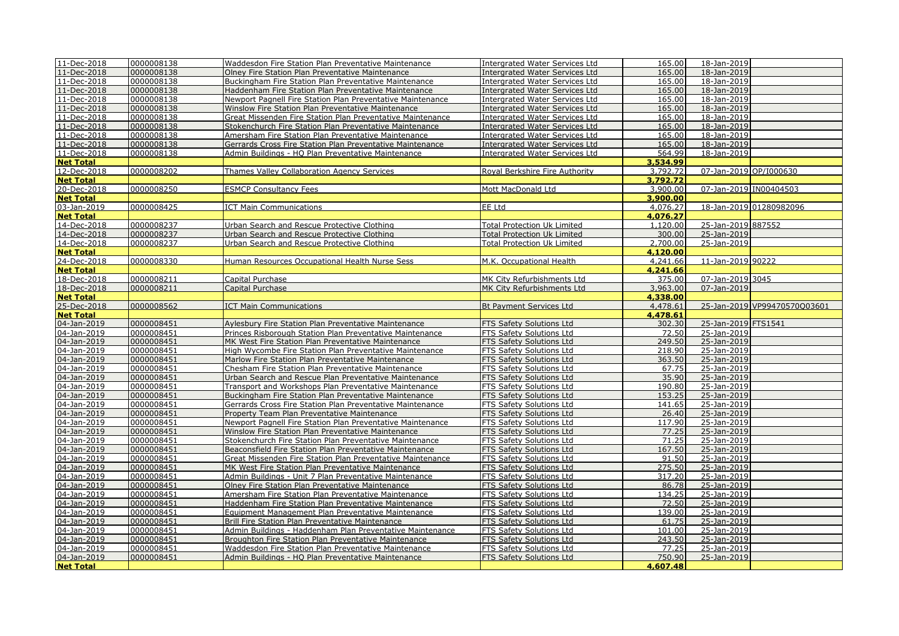| | | | | | | |
|---|---|---|---|---|---|---|
| 11-Dec-2018 | 0000008138 | Waddesdon Fire Station Plan Preventative Maintenance | Intergrated Water Services Ltd | 165.00 | 18-Jan-2019 | |
| 11-Dec-2018 | 0000008138 | Olney Fire Station Plan Preventative Maintenance | Intergrated Water Services Ltd | 165.00 | 18-Jan-2019 | |
| 11-Dec-2018 | 0000008138 | Buckingham Fire Station Plan Preventative Maintenance | Intergrated Water Services Ltd | 165.00 | 18-Jan-2019 | |
| 11-Dec-2018 | 0000008138 | Haddenham Fire Station Plan Preventative Maintenance | Intergrated Water Services Ltd | 165.00 | 18-Jan-2019 | |
| 11-Dec-2018 | 0000008138 | Newport Pagnell Fire Station Plan Preventative Maintenance | Intergrated Water Services Ltd | 165.00 | 18-Jan-2019 | |
| 11-Dec-2018 | 0000008138 | Winslow Fire Station Plan Preventative Maintenance | Intergrated Water Services Ltd | 165.00 | 18-Jan-2019 | |
| 11-Dec-2018 | 0000008138 | Great Missenden Fire Station Plan Preventative Maintenance | Intergrated Water Services Ltd | 165.00 | 18-Jan-2019 | |
| 11-Dec-2018 | 0000008138 | Stokenchurch Fire Station Plan Preventative Maintenance | Intergrated Water Services Ltd | 165.00 | 18-Jan-2019 | |
| 11-Dec-2018 | 0000008138 | Amersham Fire Station Plan Preventative Maintenance | Intergrated Water Services Ltd | 165.00 | 18-Jan-2019 | |
| 11-Dec-2018 | 0000008138 | Gerrards Cross Fire Station Plan Preventative Maintenance | Intergrated Water Services Ltd | 165.00 | 18-Jan-2019 | |
| 11-Dec-2018 | 0000008138 | Admin Buildings - HQ Plan Preventative Maintenance | Intergrated Water Services Ltd | 564.99 | 18-Jan-2019 | |
| **Net Total** | | | | **3,534.99** | | |
| 12-Dec-2018 | 0000008202 | Thames Valley Collaboration Agency Services | Royal Berkshire Fire Authority | 3,792.72 | 07-Jan-2019 | OP/I000630 |
| **Net Total** | | | | **3,792.72** | | |
| 20-Dec-2018 | 0000008250 | ESMCP Consultancy Fees | Mott MacDonald Ltd | 3,900.00 | 07-Jan-2019 | IN00404503 |
| **Net Total** | | | | **3,900.00** | | |
| 03-Jan-2019 | 0000008425 | ICT Main Communications | EE Ltd | 4,076.27 | 18-Jan-2019 | 01280982096 |
| **Net Total** | | | | **4,076.27** | | |
| 14-Dec-2018 | 0000008237 | Urban Search and Rescue Protective Clothing | Total Protection Uk Limited | 1,120.00 | 25-Jan-2019 | 887552 |
| 14-Dec-2018 | 0000008237 | Urban Search and Rescue Protective Clothing | Total Protection Uk Limited | 300.00 | 25-Jan-2019 | |
| 14-Dec-2018 | 0000008237 | Urban Search and Rescue Protective Clothing | Total Protection Uk Limited | 2,700.00 | 25-Jan-2019 | |
| **Net Total** | | | | **4,120.00** | | |
| 24-Dec-2018 | 0000008330 | Human Resources Occupational Health Nurse Sess | M.K. Occupational Health | 4,241.66 | 11-Jan-2019 | 90222 |
| **Net Total** | | | | **4,241.66** | | |
| 18-Dec-2018 | 0000008211 | Capital Purchase | MK City Refurbishments Ltd | 375.00 | 07-Jan-2019 | 3045 |
| 18-Dec-2018 | 0000008211 | Capital Purchase | MK City Refurbishments Ltd | 3,963.00 | 07-Jan-2019 | |
| **Net Total** | | | | **4,338.00** | | |
| 25-Dec-2018 | 0000008562 | ICT Main Communications | Bt Payment Services Ltd | 4,478.61 | 25-Jan-2019 | VP99470570Q03601 |
| **Net Total** | | | | **4,478.61** | | |
| 04-Jan-2019 | 0000008451 | Aylesbury Fire Station Plan Preventative Maintenance | FTS Safety Solutions Ltd | 302.30 | 25-Jan-2019 | FTS1541 |
| 04-Jan-2019 | 0000008451 | Princes Risborough Station Plan Preventative Maintenance | FTS Safety Solutions Ltd | 72.50 | 25-Jan-2019 | |
| 04-Jan-2019 | 0000008451 | MK West Fire Station Plan Preventative Maintenance | FTS Safety Solutions Ltd | 249.50 | 25-Jan-2019 | |
| 04-Jan-2019 | 0000008451 | High Wycombe Fire Station Plan Preventative Maintenance | FTS Safety Solutions Ltd | 218.90 | 25-Jan-2019 | |
| 04-Jan-2019 | 0000008451 | Marlow Fire Station Plan Preventative Maintenance | FTS Safety Solutions Ltd | 363.50 | 25-Jan-2019 | |
| 04-Jan-2019 | 0000008451 | Chesham Fire Station Plan Preventative Maintenance | FTS Safety Solutions Ltd | 67.75 | 25-Jan-2019 | |
| 04-Jan-2019 | 0000008451 | Urban Search and Rescue Plan Preventative Maintenance | FTS Safety Solutions Ltd | 35.90 | 25-Jan-2019 | |
| 04-Jan-2019 | 0000008451 | Transport and Workshops Plan Preventative Maintenance | FTS Safety Solutions Ltd | 190.80 | 25-Jan-2019 | |
| 04-Jan-2019 | 0000008451 | Buckingham Fire Station Plan Preventative Maintenance | FTS Safety Solutions Ltd | 153.25 | 25-Jan-2019 | |
| 04-Jan-2019 | 0000008451 | Gerrards Cross Fire Station Plan Preventative Maintenance | FTS Safety Solutions Ltd | 141.65 | 25-Jan-2019 | |
| 04-Jan-2019 | 0000008451 | Property Team Plan Preventative Maintenance | FTS Safety Solutions Ltd | 26.40 | 25-Jan-2019 | |
| 04-Jan-2019 | 0000008451 | Newport Pagnell Fire Station Plan Preventative Maintenance | FTS Safety Solutions Ltd | 117.90 | 25-Jan-2019 | |
| 04-Jan-2019 | 0000008451 | Winslow Fire Station Plan Preventative Maintenance | FTS Safety Solutions Ltd | 77.25 | 25-Jan-2019 | |
| 04-Jan-2019 | 0000008451 | Stokenchurch Fire Station Plan Preventative Maintenance | FTS Safety Solutions Ltd | 71.25 | 25-Jan-2019 | |
| 04-Jan-2019 | 0000008451 | Beaconsfield Fire Station Plan Preventative Maintenance | FTS Safety Solutions Ltd | 167.50 | 25-Jan-2019 | |
| 04-Jan-2019 | 0000008451 | Great Missenden Fire Station Plan Preventative Maintenance | FTS Safety Solutions Ltd | 91.50 | 25-Jan-2019 | |
| 04-Jan-2019 | 0000008451 | MK West Fire Station Plan Preventative Maintenance | FTS Safety Solutions Ltd | 275.50 | 25-Jan-2019 | |
| 04-Jan-2019 | 0000008451 | Admin Buildings - Unit 7 Plan Preventative Maintenance | FTS Safety Solutions Ltd | 317.20 | 25-Jan-2019 | |
| 04-Jan-2019 | 0000008451 | Olney Fire Station Plan Preventative Maintenance | FTS Safety Solutions Ltd | 86.78 | 25-Jan-2019 | |
| 04-Jan-2019 | 0000008451 | Amersham Fire Station Plan Preventative Maintenance | FTS Safety Solutions Ltd | 134.25 | 25-Jan-2019 | |
| 04-Jan-2019 | 0000008451 | Haddenham Fire Station Plan Preventative Maintenance | FTS Safety Solutions Ltd | 72.50 | 25-Jan-2019 | |
| 04-Jan-2019 | 0000008451 | Equipment Management Plan Preventative Maintenance | FTS Safety Solutions Ltd | 139.00 | 25-Jan-2019 | |
| 04-Jan-2019 | 0000008451 | Brill Fire Station Plan Preventative Maintenance | FTS Safety Solutions Ltd | 61.75 | 25-Jan-2019 | |
| 04-Jan-2019 | 0000008451 | Admin Buildings - Haddenham Plan Preventative Maintenance | FTS Safety Solutions Ltd | 101.00 | 25-Jan-2019 | |
| 04-Jan-2019 | 0000008451 | Broughton Fire Station Plan Preventative Maintenance | FTS Safety Solutions Ltd | 243.50 | 25-Jan-2019 | |
| 04-Jan-2019 | 0000008451 | Waddesdon Fire Station Plan Preventative Maintenance | FTS Safety Solutions Ltd | 77.25 | 25-Jan-2019 | |
| 04-Jan-2019 | 0000008451 | Admin Buildings - HQ Plan Preventative Maintenance | FTS Safety Solutions Ltd | 750.90 | 25-Jan-2019 | |
| **Net Total** | | | | **4,607.48** | | |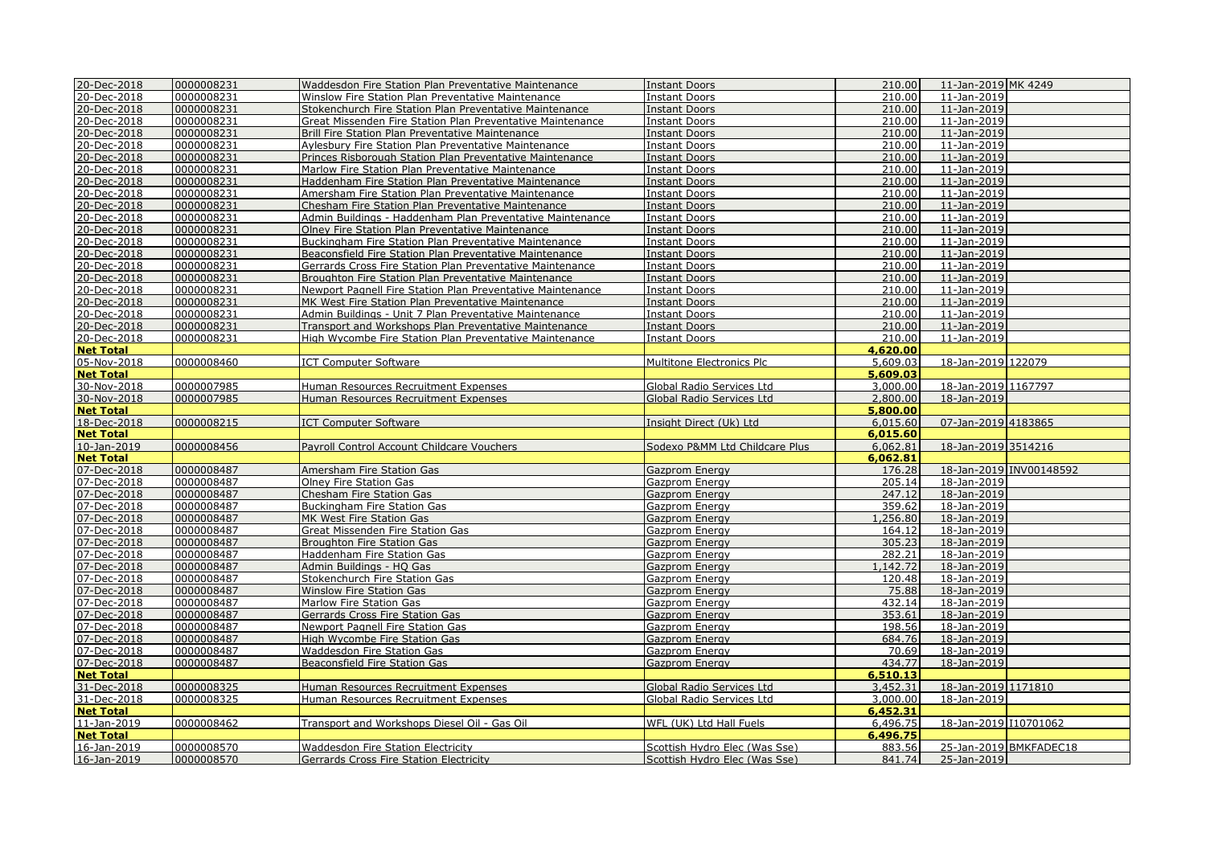| | | | | | | |
|---|---|---|---|---|---|---|
| 20-Dec-2018 | 0000008231 | Waddesdon Fire Station Plan Preventative Maintenance | Instant Doors | 210.00 | 11-Jan-2019 | MK 4249 |
| 20-Dec-2018 | 0000008231 | Winslow Fire Station Plan Preventative Maintenance | Instant Doors | 210.00 | 11-Jan-2019 | |
| 20-Dec-2018 | 0000008231 | Stokenchurch Fire Station Plan Preventative Maintenance | Instant Doors | 210.00 | 11-Jan-2019 | |
| 20-Dec-2018 | 0000008231 | Great Missenden Fire Station Plan Preventative Maintenance | Instant Doors | 210.00 | 11-Jan-2019 | |
| 20-Dec-2018 | 0000008231 | Brill Fire Station Plan Preventative Maintenance | Instant Doors | 210.00 | 11-Jan-2019 | |
| 20-Dec-2018 | 0000008231 | Aylesbury Fire Station Plan Preventative Maintenance | Instant Doors | 210.00 | 11-Jan-2019 | |
| 20-Dec-2018 | 0000008231 | Princes Risborough Station Plan Preventative Maintenance | Instant Doors | 210.00 | 11-Jan-2019 | |
| 20-Dec-2018 | 0000008231 | Marlow Fire Station Plan Preventative Maintenance | Instant Doors | 210.00 | 11-Jan-2019 | |
| 20-Dec-2018 | 0000008231 | Haddenham Fire Station Plan Preventative Maintenance | Instant Doors | 210.00 | 11-Jan-2019 | |
| 20-Dec-2018 | 0000008231 | Amersham Fire Station Plan Preventative Maintenance | Instant Doors | 210.00 | 11-Jan-2019 | |
| 20-Dec-2018 | 0000008231 | Chesham Fire Station Plan Preventative Maintenance | Instant Doors | 210.00 | 11-Jan-2019 | |
| 20-Dec-2018 | 0000008231 | Admin Buildings - Haddenham Plan Preventative Maintenance | Instant Doors | 210.00 | 11-Jan-2019 | |
| 20-Dec-2018 | 0000008231 | Olney Fire Station Plan Preventative Maintenance | Instant Doors | 210.00 | 11-Jan-2019 | |
| 20-Dec-2018 | 0000008231 | Buckingham Fire Station Plan Preventative Maintenance | Instant Doors | 210.00 | 11-Jan-2019 | |
| 20-Dec-2018 | 0000008231 | Beaconsfield Fire Station Plan Preventative Maintenance | Instant Doors | 210.00 | 11-Jan-2019 | |
| 20-Dec-2018 | 0000008231 | Gerrards Cross Fire Station Plan Preventative Maintenance | Instant Doors | 210.00 | 11-Jan-2019 | |
| 20-Dec-2018 | 0000008231 | Broughton Fire Station Plan Preventative Maintenance | Instant Doors | 210.00 | 11-Jan-2019 | |
| 20-Dec-2018 | 0000008231 | Newport Pagnell Fire Station Plan Preventative Maintenance | Instant Doors | 210.00 | 11-Jan-2019 | |
| 20-Dec-2018 | 0000008231 | MK West Fire Station Plan Preventative Maintenance | Instant Doors | 210.00 | 11-Jan-2019 | |
| 20-Dec-2018 | 0000008231 | Admin Buildings - Unit 7 Plan Preventative Maintenance | Instant Doors | 210.00 | 11-Jan-2019 | |
| 20-Dec-2018 | 0000008231 | Transport and Workshops Plan Preventative Maintenance | Instant Doors | 210.00 | 11-Jan-2019 | |
| 20-Dec-2018 | 0000008231 | High Wycombe Fire Station Plan Preventative Maintenance | Instant Doors | 210.00 | 11-Jan-2019 | |
| **Net Total** | | | | **4,620.00** | | |
| 05-Nov-2018 | 0000008460 | ICT Computer Software | Multitone Electronics Plc | 5,609.03 | 18-Jan-2019 | 122079 |
| **Net Total** | | | | **5,609.03** | | |
| 30-Nov-2018 | 0000007985 | Human Resources Recruitment Expenses | Global Radio Services Ltd | 3,000.00 | 18-Jan-2019 | 1167797 |
| 30-Nov-2018 | 0000007985 | Human Resources Recruitment Expenses | Global Radio Services Ltd | 2,800.00 | 18-Jan-2019 | |
| **Net Total** | | | | **5,800.00** | | |
| 18-Dec-2018 | 0000008215 | ICT Computer Software | Insight Direct (Uk) Ltd | 6,015.60 | 07-Jan-2019 | 4183865 |
| **Net Total** | | | | **6,015.60** | | |
| 10-Jan-2019 | 0000008456 | Payroll Control Account Childcare Vouchers | Sodexo P&MM Ltd Childcare Plus | 6,062.81 | 18-Jan-2019 | 3514216 |
| **Net Total** | | | | **6,062.81** | | |
| 07-Dec-2018 | 0000008487 | Amersham Fire Station Gas | Gazprom Energy | 176.28 | 18-Jan-2019 | INV00148592 |
| 07-Dec-2018 | 0000008487 | Olney Fire Station Gas | Gazprom Energy | 205.14 | 18-Jan-2019 | |
| 07-Dec-2018 | 0000008487 | Chesham Fire Station Gas | Gazprom Energy | 247.12 | 18-Jan-2019 | |
| 07-Dec-2018 | 0000008487 | Buckingham Fire Station Gas | Gazprom Energy | 359.62 | 18-Jan-2019 | |
| 07-Dec-2018 | 0000008487 | MK West Fire Station Gas | Gazprom Energy | 1,256.80 | 18-Jan-2019 | |
| 07-Dec-2018 | 0000008487 | Great Missenden Fire Station Gas | Gazprom Energy | 164.12 | 18-Jan-2019 | |
| 07-Dec-2018 | 0000008487 | Broughton Fire Station Gas | Gazprom Energy | 305.23 | 18-Jan-2019 | |
| 07-Dec-2018 | 0000008487 | Haddenham Fire Station Gas | Gazprom Energy | 282.21 | 18-Jan-2019 | |
| 07-Dec-2018 | 0000008487 | Admin Buildings - HQ Gas | Gazprom Energy | 1,142.72 | 18-Jan-2019 | |
| 07-Dec-2018 | 0000008487 | Stokenchurch Fire Station Gas | Gazprom Energy | 120.48 | 18-Jan-2019 | |
| 07-Dec-2018 | 0000008487 | Winslow Fire Station Gas | Gazprom Energy | 75.88 | 18-Jan-2019 | |
| 07-Dec-2018 | 0000008487 | Marlow Fire Station Gas | Gazprom Energy | 432.14 | 18-Jan-2019 | |
| 07-Dec-2018 | 0000008487 | Gerrards Cross Fire Station Gas | Gazprom Energy | 353.61 | 18-Jan-2019 | |
| 07-Dec-2018 | 0000008487 | Newport Pagnell Fire Station Gas | Gazprom Energy | 198.56 | 18-Jan-2019 | |
| 07-Dec-2018 | 0000008487 | High Wycombe Fire Station Gas | Gazprom Energy | 684.76 | 18-Jan-2019 | |
| 07-Dec-2018 | 0000008487 | Waddesdon Fire Station Gas | Gazprom Energy | 70.69 | 18-Jan-2019 | |
| 07-Dec-2018 | 0000008487 | Beaconsfield Fire Station Gas | Gazprom Energy | 434.77 | 18-Jan-2019 | |
| **Net Total** | | | | **6,510.13** | | |
| 31-Dec-2018 | 0000008325 | Human Resources Recruitment Expenses | Global Radio Services Ltd | 3,452.31 | 18-Jan-2019 | 1171810 |
| 31-Dec-2018 | 0000008325 | Human Resources Recruitment Expenses | Global Radio Services Ltd | 3,000.00 | 18-Jan-2019 | |
| **Net Total** | | | | **6,452.31** | | |
| 11-Jan-2019 | 0000008462 | Transport and Workshops Diesel Oil - Gas Oil | WFL (UK) Ltd Hall Fuels | 6,496.75 | 18-Jan-2019 | I10701062 |
| **Net Total** | | | | **6,496.75** | | |
| 16-Jan-2019 | 0000008570 | Waddesdon Fire Station Electricity | Scottish Hydro Elec (Was Sse) | 883.56 | 25-Jan-2019 | BMKFADEC18 |
| 16-Jan-2019 | 0000008570 | Gerrards Cross Fire Station Electricity | Scottish Hydro Elec (Was Sse) | 841.74 | 25-Jan-2019 | |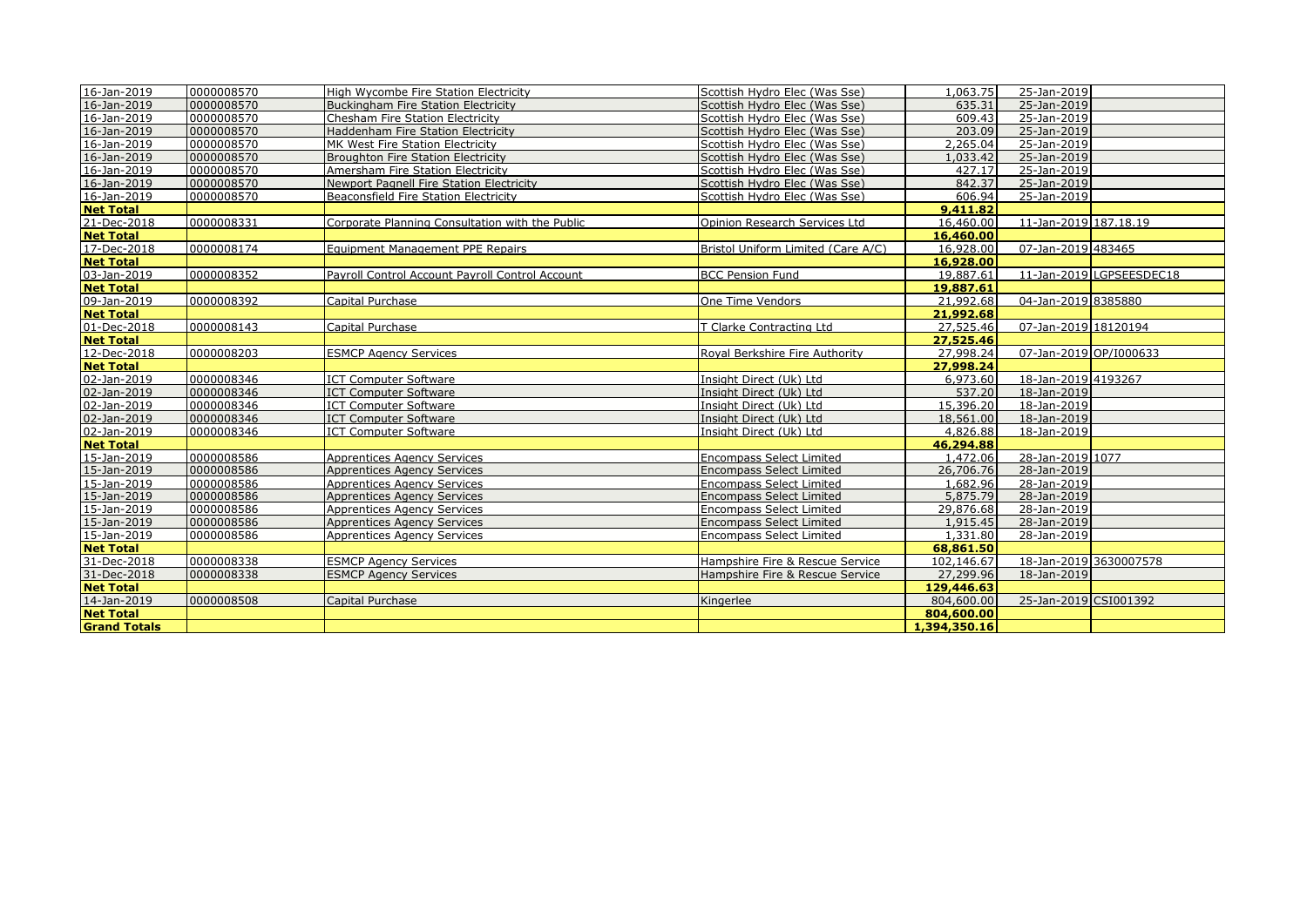| | | | | | | |
|---|---|---|---|---|---|---|
| 16-Jan-2019 | 0000008570 | High Wycombe Fire Station Electricity | Scottish Hydro Elec (Was Sse) | 1,063.75 | 25-Jan-2019 | |
| 16-Jan-2019 | 0000008570 | Buckingham Fire Station Electricity | Scottish Hydro Elec (Was Sse) | 635.31 | 25-Jan-2019 | |
| 16-Jan-2019 | 0000008570 | Chesham Fire Station Electricity | Scottish Hydro Elec (Was Sse) | 609.43 | 25-Jan-2019 | |
| 16-Jan-2019 | 0000008570 | Haddenham Fire Station Electricity | Scottish Hydro Elec (Was Sse) | 203.09 | 25-Jan-2019 | |
| 16-Jan-2019 | 0000008570 | MK West Fire Station Electricity | Scottish Hydro Elec (Was Sse) | 2,265.04 | 25-Jan-2019 | |
| 16-Jan-2019 | 0000008570 | Broughton Fire Station Electricity | Scottish Hydro Elec (Was Sse) | 1,033.42 | 25-Jan-2019 | |
| 16-Jan-2019 | 0000008570 | Amersham Fire Station Electricity | Scottish Hydro Elec (Was Sse) | 427.17 | 25-Jan-2019 | |
| 16-Jan-2019 | 0000008570 | Newport Pagnell Fire Station Electricity | Scottish Hydro Elec (Was Sse) | 842.37 | 25-Jan-2019 | |
| 16-Jan-2019 | 0000008570 | Beaconsfield Fire Station Electricity | Scottish Hydro Elec (Was Sse) | 606.94 | 25-Jan-2019 | |
| **Net Total** | | | | **9,411.82** | | |
| 21-Dec-2018 | 0000008331 | Corporate Planning Consultation with the Public | Opinion Research Services Ltd | 16,460.00 | 11-Jan-2019 | 187.18.19 |
| **Net Total** | | | | **16,460.00** | | |
| 17-Dec-2018 | 0000008174 | Equipment Management PPE Repairs | Bristol Uniform Limited (Care A/C) | 16,928.00 | 07-Jan-2019 | 483465 |
| **Net Total** | | | | **16,928.00** | | |
| 03-Jan-2019 | 0000008352 | Payroll Control Account Payroll Control Account | BCC Pension Fund | 19,887.61 | 11-Jan-2019 | LGPSEESDEC18 |
| **Net Total** | | | | **19,887.61** | | |
| 09-Jan-2019 | 0000008392 | Capital Purchase | One Time Vendors | 21,992.68 | 04-Jan-2019 | 8385880 |
| **Net Total** | | | | **21,992.68** | | |
| 01-Dec-2018 | 0000008143 | Capital Purchase | T Clarke Contracting Ltd | 27,525.46 | 07-Jan-2019 | 18120194 |
| **Net Total** | | | | **27,525.46** | | |
| 12-Dec-2018 | 0000008203 | ESMCP Agency Services | Royal Berkshire Fire Authority | 27,998.24 | 07-Jan-2019 | OP/I000633 |
| **Net Total** | | | | **27,998.24** | | |
| 02-Jan-2019 | 0000008346 | ICT Computer Software | Insight Direct (Uk) Ltd | 6,973.60 | 18-Jan-2019 | 4193267 |
| 02-Jan-2019 | 0000008346 | ICT Computer Software | Insight Direct (Uk) Ltd | 537.20 | 18-Jan-2019 | |
| 02-Jan-2019 | 0000008346 | ICT Computer Software | Insight Direct (Uk) Ltd | 15,396.20 | 18-Jan-2019 | |
| 02-Jan-2019 | 0000008346 | ICT Computer Software | Insight Direct (Uk) Ltd | 18,561.00 | 18-Jan-2019 | |
| 02-Jan-2019 | 0000008346 | ICT Computer Software | Insight Direct (Uk) Ltd | 4,826.88 | 18-Jan-2019 | |
| **Net Total** | | | | **46,294.88** | | |
| 15-Jan-2019 | 0000008586 | Apprentices Agency Services | Encompass Select Limited | 1,472.06 | 28-Jan-2019 | 1077 |
| 15-Jan-2019 | 0000008586 | Apprentices Agency Services | Encompass Select Limited | 26,706.76 | 28-Jan-2019 | |
| 15-Jan-2019 | 0000008586 | Apprentices Agency Services | Encompass Select Limited | 1,682.96 | 28-Jan-2019 | |
| 15-Jan-2019 | 0000008586 | Apprentices Agency Services | Encompass Select Limited | 5,875.79 | 28-Jan-2019 | |
| 15-Jan-2019 | 0000008586 | Apprentices Agency Services | Encompass Select Limited | 29,876.68 | 28-Jan-2019 | |
| 15-Jan-2019 | 0000008586 | Apprentices Agency Services | Encompass Select Limited | 1,915.45 | 28-Jan-2019 | |
| 15-Jan-2019 | 0000008586 | Apprentices Agency Services | Encompass Select Limited | 1,331.80 | 28-Jan-2019 | |
| **Net Total** | | | | **68,861.50** | | |
| 31-Dec-2018 | 0000008338 | ESMCP Agency Services | Hampshire Fire & Rescue Service | 102,146.67 | 18-Jan-2019 | 3630007578 |
| 31-Dec-2018 | 0000008338 | ESMCP Agency Services | Hampshire Fire & Rescue Service | 27,299.96 | 18-Jan-2019 | |
| **Net Total** | | | | **129,446.63** | | |
| 14-Jan-2019 | 0000008508 | Capital Purchase | Kingerlee | 804,600.00 | 25-Jan-2019 | CSI001392 |
| **Net Total** | | | | **804,600.00** | | |
| **Grand Totals** | | | | **1,394,350.16** | | |